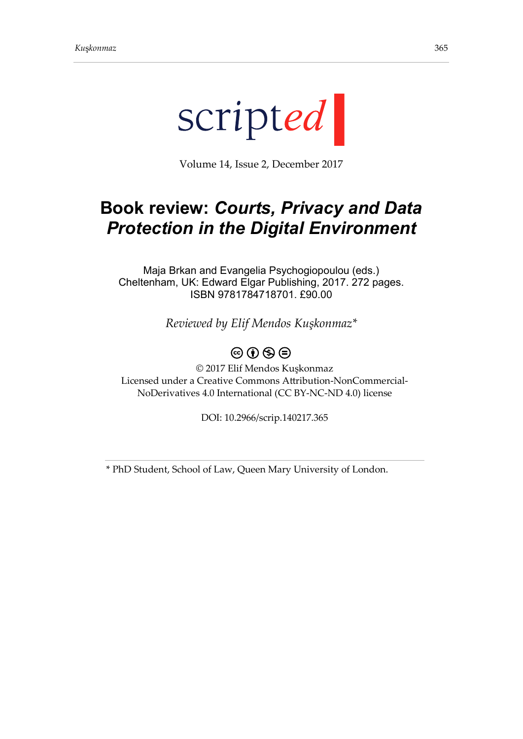scripted

Volume 14, Issue 2, December 2017

# Book review: *Courts, Privacy and Data Protection in the Digital Environment*

Maja Brkan and Evangelia Psychogiopoulou (eds.)
Cheltenham, UK: Edward Elgar Publishing, 2017. 272 pages.
ISBN 9781784718701. £90.00

*Reviewed by Elif Mendos Kuşkonmaz**

© 2017 Elif Mendos Kuşkonmaz
Licensed under a Creative Commons Attribution-NonCommercial-NoDerivatives 4.0 International (CC BY-NC-ND 4.0) license

DOI: 10.2966/scrip.140217.365

* PhD Student, School of Law, Queen Mary University of London.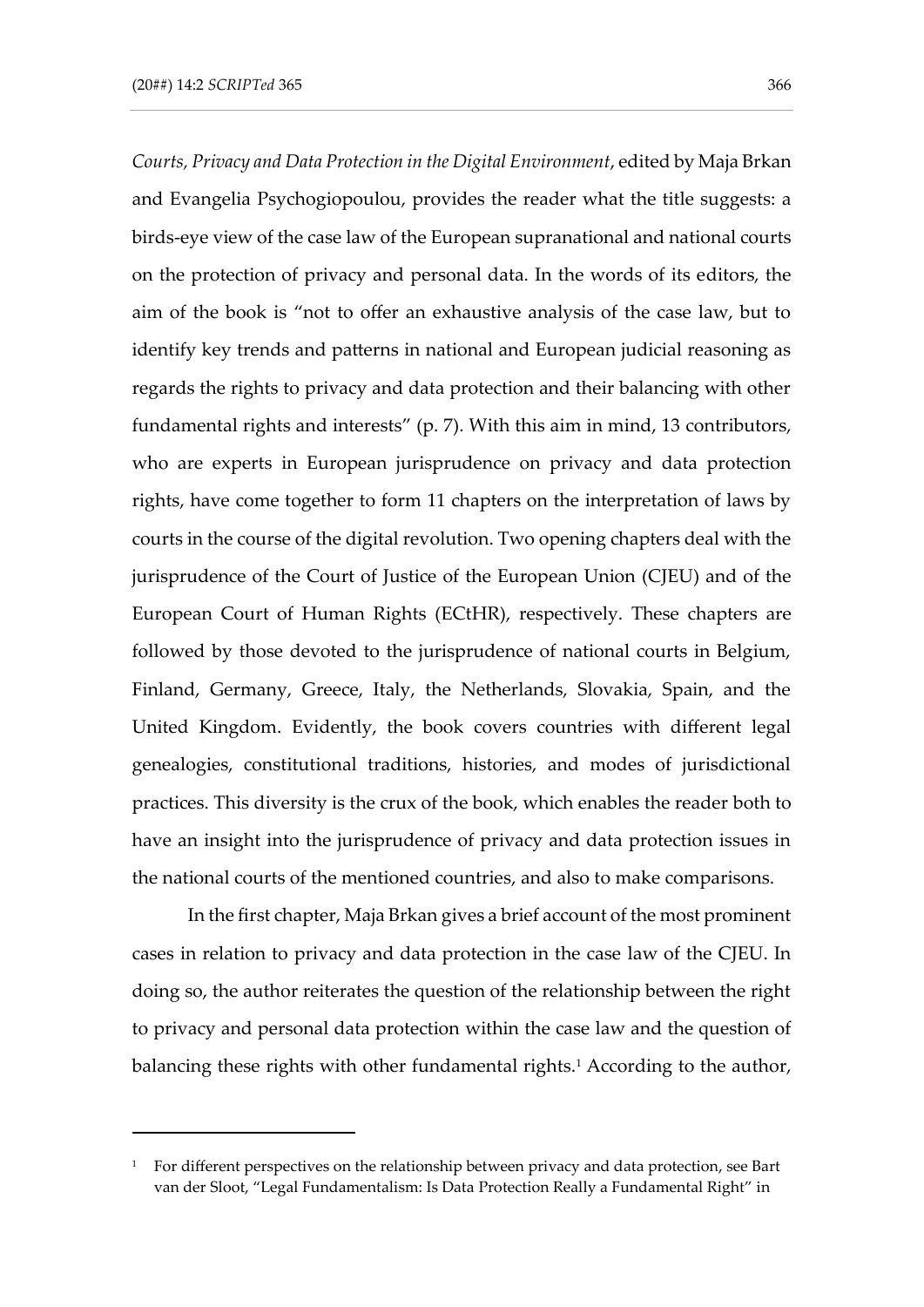*Courts, Privacy and Data Protection in the Digital Environment*, edited by Maja Brkan and Evangelia Psychogiopoulou, provides the reader what the title suggests: a birds-eye view of the case law of the European supranational and national courts on the protection of privacy and personal data. In the words of its editors, the aim of the book is "not to offer an exhaustive analysis of the case law, but to identify key trends and patterns in national and European judicial reasoning as regards the rights to privacy and data protection and their balancing with other fundamental rights and interests" (p. 7). With this aim in mind, 13 contributors, who are experts in European jurisprudence on privacy and data protection rights, have come together to form 11 chapters on the interpretation of laws by courts in the course of the digital revolution. Two opening chapters deal with the jurisprudence of the Court of Justice of the European Union (CJEU) and of the European Court of Human Rights (ECtHR), respectively. These chapters are followed by those devoted to the jurisprudence of national courts in Belgium, Finland, Germany, Greece, Italy, the Netherlands, Slovakia, Spain, and the United Kingdom. Evidently, the book covers countries with different legal genealogies, constitutional traditions, histories, and modes of jurisdictional practices. This diversity is the crux of the book, which enables the reader both to have an insight into the jurisprudence of privacy and data protection issues in the national courts of the mentioned countries, and also to make comparisons.

In the first chapter, Maja Brkan gives a brief account of the most prominent cases in relation to privacy and data protection in the case law of the CJEU. In doing so, the author reiterates the question of the relationship between the right to privacy and personal data protection within the case law and the question of balancing these rights with other fundamental rights.[1] According to the author,

---

[1] For different perspectives on the relationship between privacy and data protection, see Bart van der Sloot, "Legal Fundamentalism: Is Data Protection Really a Fundamental Right" in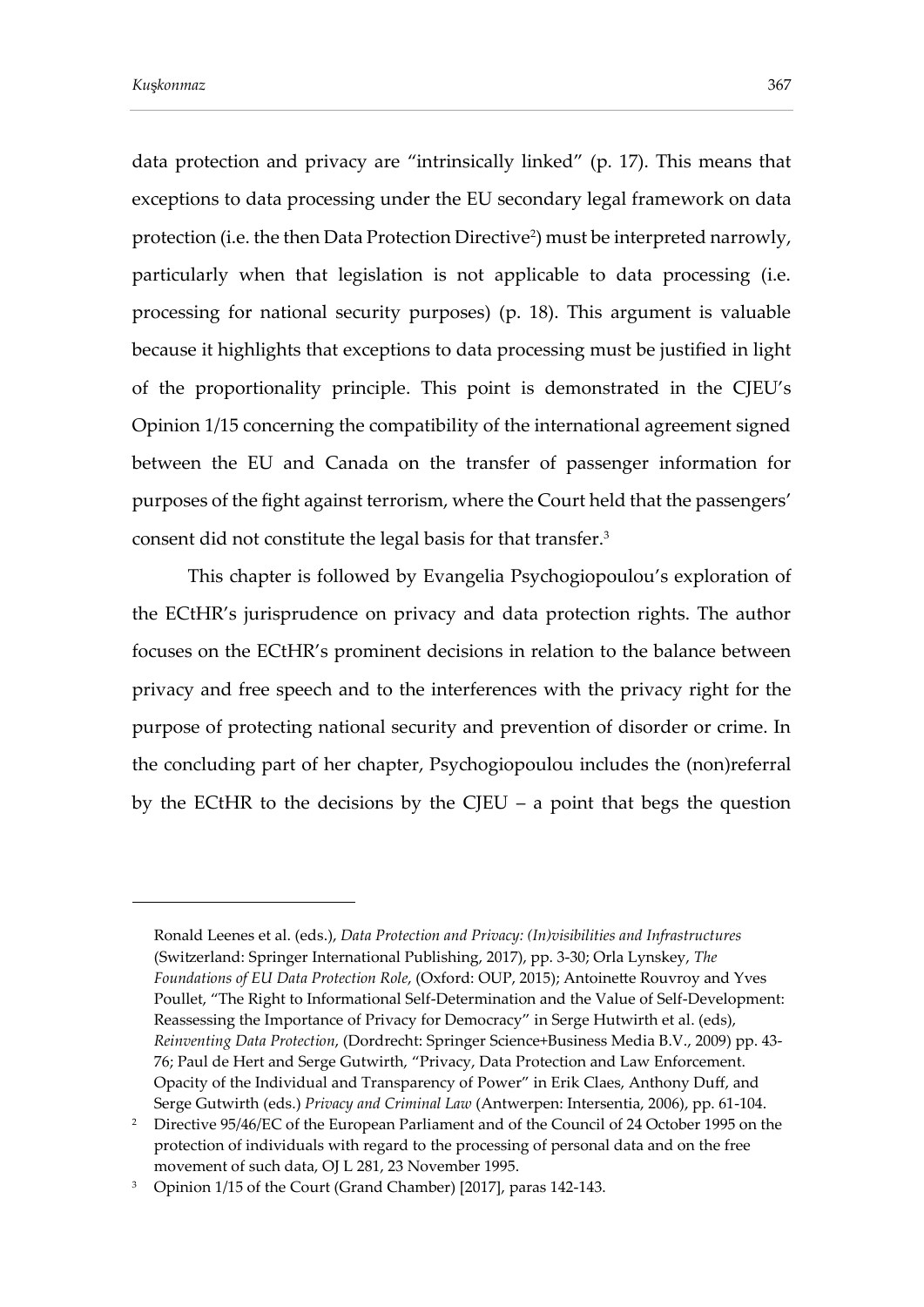data protection and privacy are "intrinsically linked" (p. 17). This means that exceptions to data processing under the EU secondary legal framework on data protection (i.e. the then Data Protection Directive[2]) must be interpreted narrowly, particularly when that legislation is not applicable to data processing (i.e. processing for national security purposes) (p. 18). This argument is valuable because it highlights that exceptions to data processing must be justified in light of the proportionality principle. This point is demonstrated in the CJEU's Opinion 1/15 concerning the compatibility of the international agreement signed between the EU and Canada on the transfer of passenger information for purposes of the fight against terrorism, where the Court held that the passengers' consent did not constitute the legal basis for that transfer.[3]

This chapter is followed by Evangelia Psychogiopoulou's exploration of the ECtHR's jurisprudence on privacy and data protection rights. The author focuses on the ECtHR's prominent decisions in relation to the balance between privacy and free speech and to the interferences with the privacy right for the purpose of protecting national security and prevention of disorder or crime. In the concluding part of her chapter, Psychogiopoulou includes the (non)referral by the ECtHR to the decisions by the CJEU – a point that begs the question

---

Ronald Leenes et al. (eds.), *Data Protection and Privacy: (In)visibilities and Infrastructures* (Switzerland: Springer International Publishing, 2017), pp. 3-30; Orla Lynskey, *The Foundations of EU Data Protection Role*, (Oxford: OUP, 2015); Antoinette Rouvroy and Yves Poullet, "The Right to Informational Self-Determination and the Value of Self-Development: Reassessing the Importance of Privacy for Democracy" in Serge Hutwirth et al. (eds), *Reinventing Data Protection*, (Dordrecht: Springer Science+Business Media B.V., 2009) pp. 43-76; Paul de Hert and Serge Gutwirth, "Privacy, Data Protection and Law Enforcement. Opacity of the Individual and Transparency of Power" in Erik Claes, Anthony Duff, and Serge Gutwirth (eds.) *Privacy and Criminal Law* (Antwerpen: Intersentia, 2006), pp. 61-104.

[2] Directive 95/46/EC of the European Parliament and of the Council of 24 October 1995 on the protection of individuals with regard to the processing of personal data and on the free movement of such data, OJ L 281, 23 November 1995.

[3] Opinion 1/15 of the Court (Grand Chamber) [2017], paras 142-143.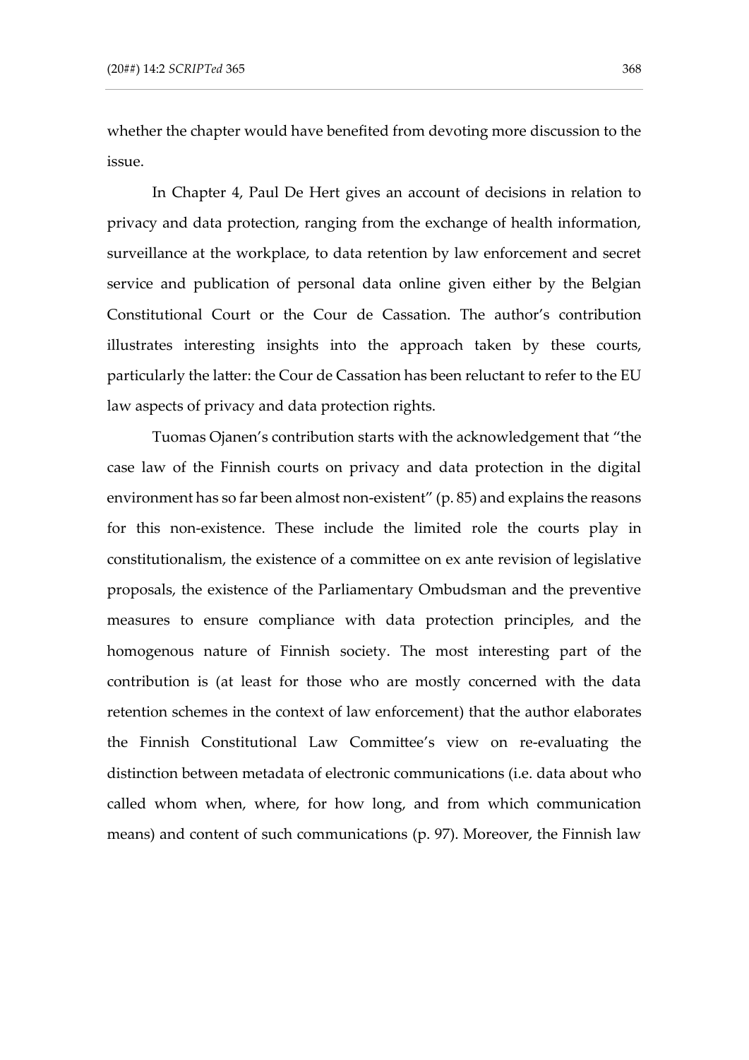whether the chapter would have benefited from devoting more discussion to the issue.

In Chapter 4, Paul De Hert gives an account of decisions in relation to privacy and data protection, ranging from the exchange of health information, surveillance at the workplace, to data retention by law enforcement and secret service and publication of personal data online given either by the Belgian Constitutional Court or the Cour de Cassation. The author's contribution illustrates interesting insights into the approach taken by these courts, particularly the latter: the Cour de Cassation has been reluctant to refer to the EU law aspects of privacy and data protection rights.

Tuomas Ojanen's contribution starts with the acknowledgement that "the case law of the Finnish courts on privacy and data protection in the digital environment has so far been almost non-existent" (p. 85) and explains the reasons for this non-existence. These include the limited role the courts play in constitutionalism, the existence of a committee on ex ante revision of legislative proposals, the existence of the Parliamentary Ombudsman and the preventive measures to ensure compliance with data protection principles, and the homogenous nature of Finnish society. The most interesting part of the contribution is (at least for those who are mostly concerned with the data retention schemes in the context of law enforcement) that the author elaborates the Finnish Constitutional Law Committee's view on re-evaluating the distinction between metadata of electronic communications (i.e. data about who called whom when, where, for how long, and from which communication means) and content of such communications (p. 97). Moreover, the Finnish law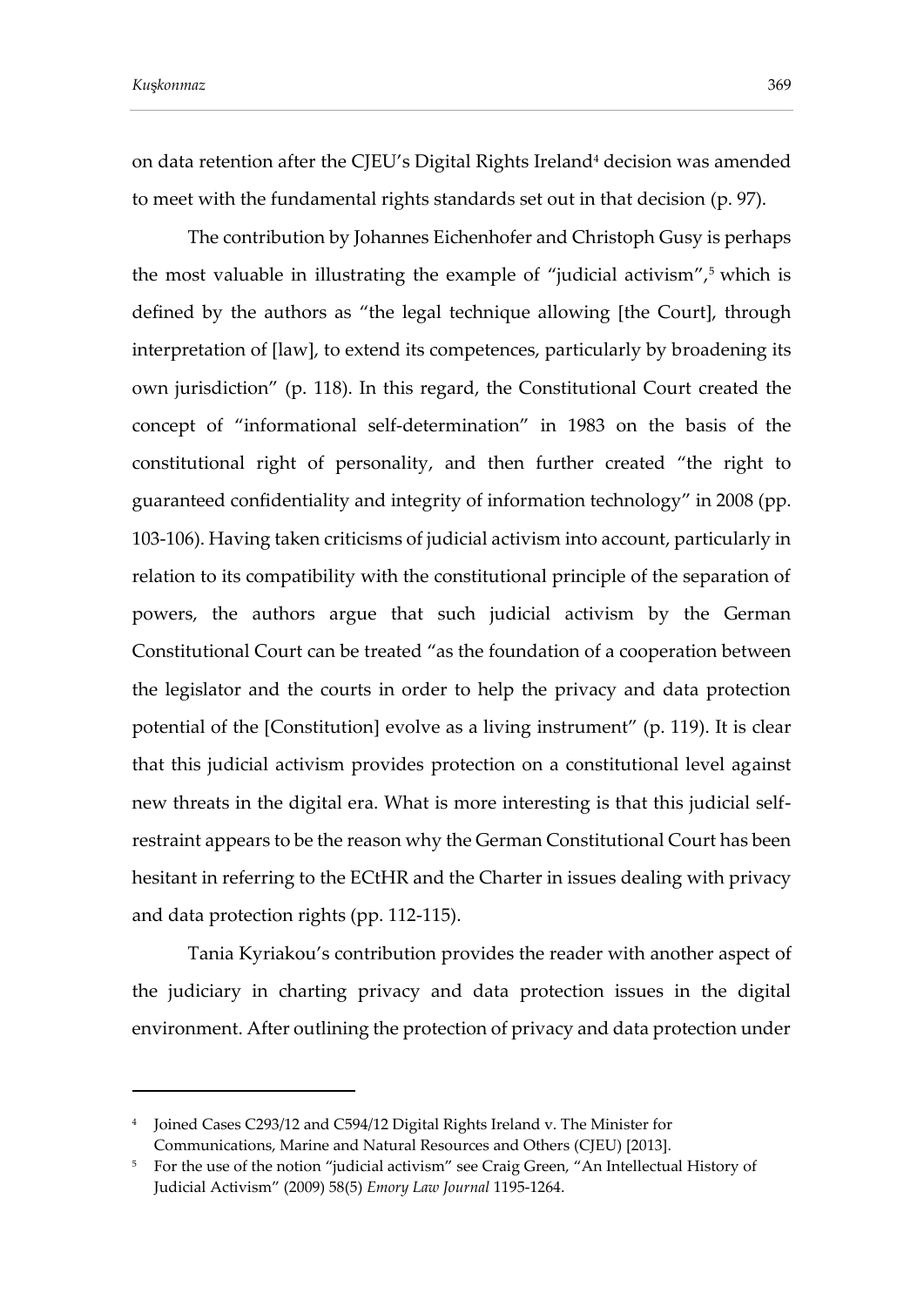on data retention after the CJEU's Digital Rights Ireland[4] decision was amended to meet with the fundamental rights standards set out in that decision (p. 97).

The contribution by Johannes Eichenhofer and Christoph Gusy is perhaps the most valuable in illustrating the example of "judicial activism",[5] which is defined by the authors as "the legal technique allowing [the Court], through interpretation of [law], to extend its competences, particularly by broadening its own jurisdiction" (p. 118). In this regard, the Constitutional Court created the concept of "informational self-determination" in 1983 on the basis of the constitutional right of personality, and then further created "the right to guaranteed confidentiality and integrity of information technology" in 2008 (pp. 103-106). Having taken criticisms of judicial activism into account, particularly in relation to its compatibility with the constitutional principle of the separation of powers, the authors argue that such judicial activism by the German Constitutional Court can be treated "as the foundation of a cooperation between the legislator and the courts in order to help the privacy and data protection potential of the [Constitution] evolve as a living instrument" (p. 119). It is clear that this judicial activism provides protection on a constitutional level against new threats in the digital era. What is more interesting is that this judicial self-restraint appears to be the reason why the German Constitutional Court has been hesitant in referring to the ECtHR and the Charter in issues dealing with privacy and data protection rights (pp. 112-115).

Tania Kyriakou's contribution provides the reader with another aspect of the judiciary in charting privacy and data protection issues in the digital environment. After outlining the protection of privacy and data protection under

---

[4] Joined Cases C293/12 and C594/12 Digital Rights Ireland v. The Minister for Communications, Marine and Natural Resources and Others (CJEU) [2013].

[5] For the use of the notion "judicial activism" see Craig Green, "An Intellectual History of Judicial Activism" (2009) 58(5) *Emory Law Journal* 1195-1264.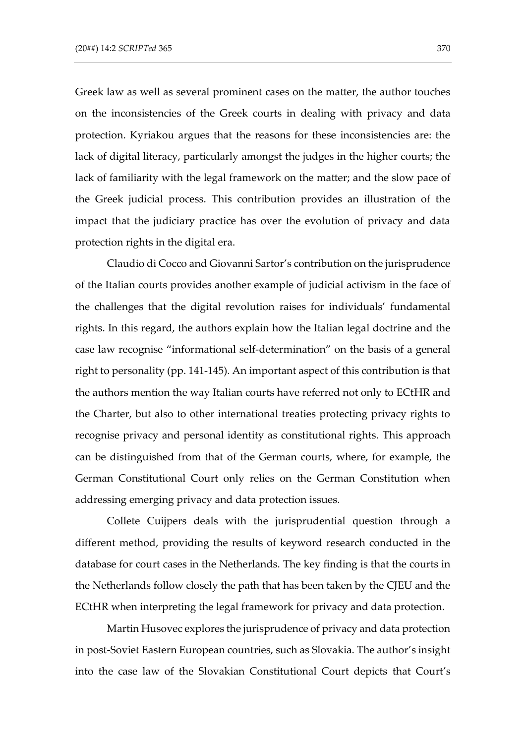Greek law as well as several prominent cases on the matter, the author touches on the inconsistencies of the Greek courts in dealing with privacy and data protection. Kyriakou argues that the reasons for these inconsistencies are: the lack of digital literacy, particularly amongst the judges in the higher courts; the lack of familiarity with the legal framework on the matter; and the slow pace of the Greek judicial process. This contribution provides an illustration of the impact that the judiciary practice has over the evolution of privacy and data protection rights in the digital era.

Claudio di Cocco and Giovanni Sartor's contribution on the jurisprudence of the Italian courts provides another example of judicial activism in the face of the challenges that the digital revolution raises for individuals' fundamental rights. In this regard, the authors explain how the Italian legal doctrine and the case law recognise "informational self-determination" on the basis of a general right to personality (pp. 141-145). An important aspect of this contribution is that the authors mention the way Italian courts have referred not only to ECtHR and the Charter, but also to other international treaties protecting privacy rights to recognise privacy and personal identity as constitutional rights. This approach can be distinguished from that of the German courts, where, for example, the German Constitutional Court only relies on the German Constitution when addressing emerging privacy and data protection issues.

Collete Cuijpers deals with the jurisprudential question through a different method, providing the results of keyword research conducted in the database for court cases in the Netherlands. The key finding is that the courts in the Netherlands follow closely the path that has been taken by the CJEU and the ECtHR when interpreting the legal framework for privacy and data protection.

Martin Husovec explores the jurisprudence of privacy and data protection in post-Soviet Eastern European countries, such as Slovakia. The author's insight into the case law of the Slovakian Constitutional Court depicts that Court's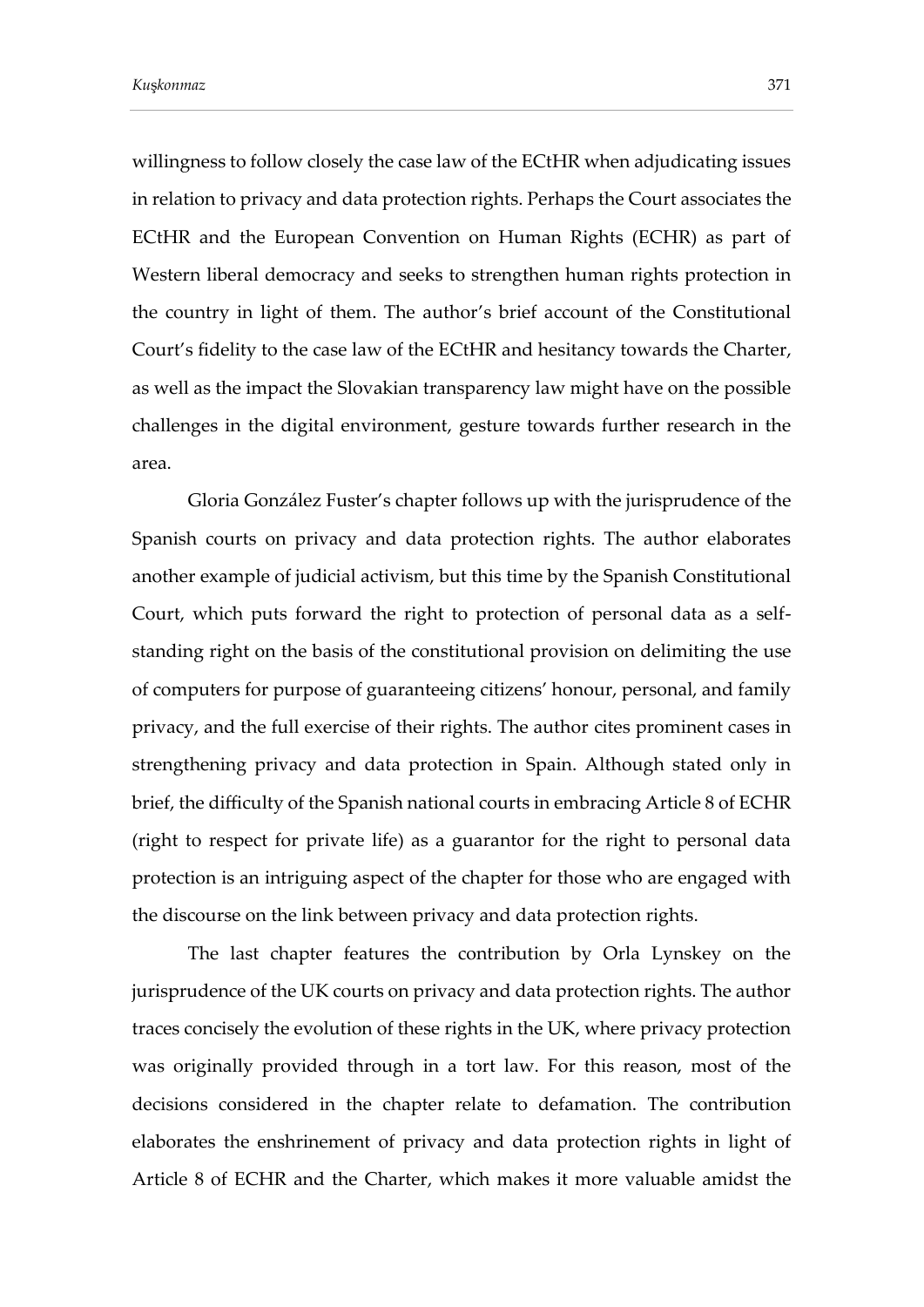willingness to follow closely the case law of the ECtHR when adjudicating issues in relation to privacy and data protection rights. Perhaps the Court associates the ECtHR and the European Convention on Human Rights (ECHR) as part of Western liberal democracy and seeks to strengthen human rights protection in the country in light of them. The author's brief account of the Constitutional Court's fidelity to the case law of the ECtHR and hesitancy towards the Charter, as well as the impact the Slovakian transparency law might have on the possible challenges in the digital environment, gesture towards further research in the area.

Gloria González Fuster's chapter follows up with the jurisprudence of the Spanish courts on privacy and data protection rights. The author elaborates another example of judicial activism, but this time by the Spanish Constitutional Court, which puts forward the right to protection of personal data as a self-standing right on the basis of the constitutional provision on delimiting the use of computers for purpose of guaranteeing citizens' honour, personal, and family privacy, and the full exercise of their rights. The author cites prominent cases in strengthening privacy and data protection in Spain. Although stated only in brief, the difficulty of the Spanish national courts in embracing Article 8 of ECHR (right to respect for private life) as a guarantor for the right to personal data protection is an intriguing aspect of the chapter for those who are engaged with the discourse on the link between privacy and data protection rights.

The last chapter features the contribution by Orla Lynskey on the jurisprudence of the UK courts on privacy and data protection rights. The author traces concisely the evolution of these rights in the UK, where privacy protection was originally provided through in a tort law. For this reason, most of the decisions considered in the chapter relate to defamation. The contribution elaborates the enshrinement of privacy and data protection rights in light of Article 8 of ECHR and the Charter, which makes it more valuable amidst the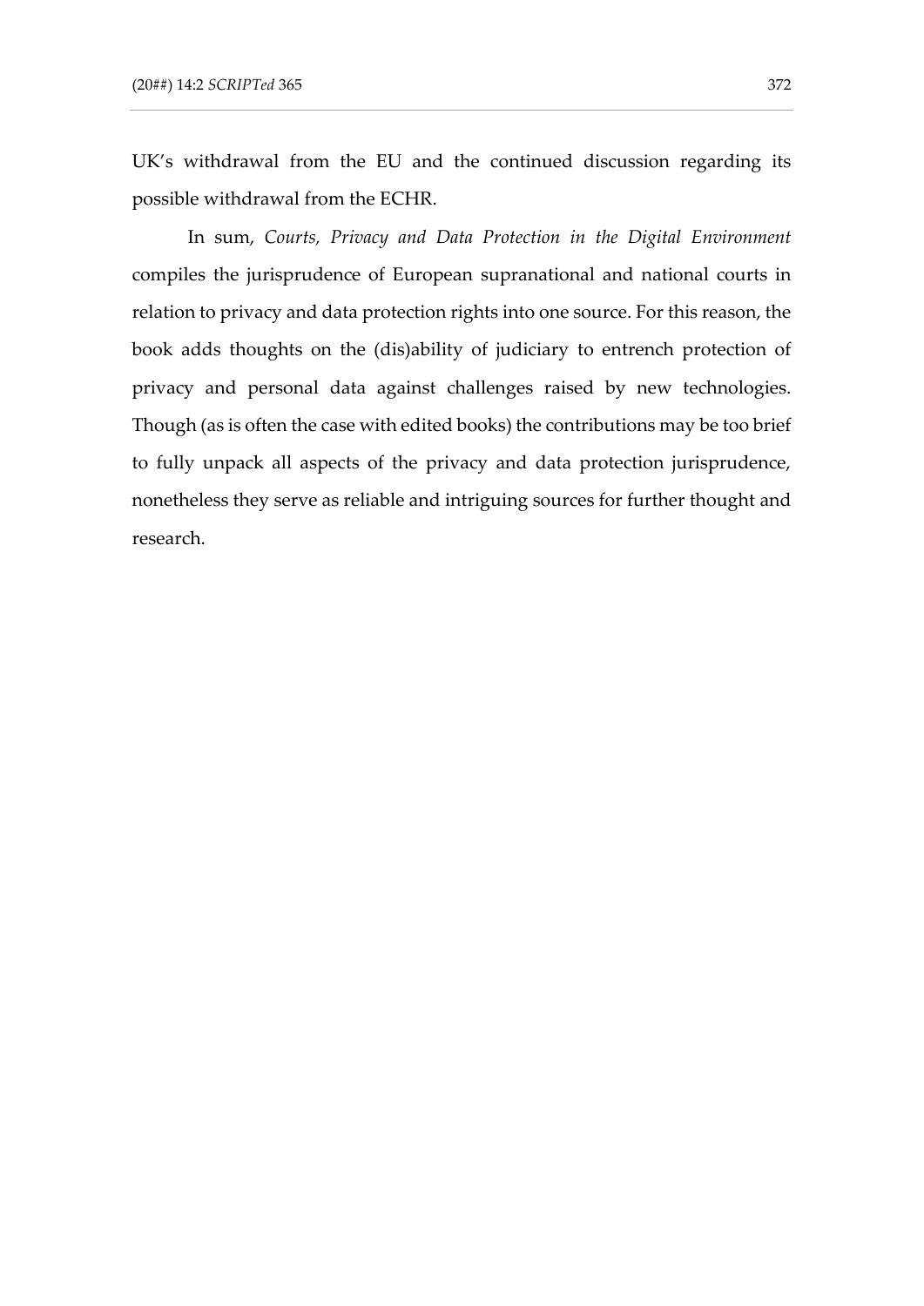UK's withdrawal from the EU and the continued discussion regarding its possible withdrawal from the ECHR.

In sum, *Courts, Privacy and Data Protection in the Digital Environment* compiles the jurisprudence of European supranational and national courts in relation to privacy and data protection rights into one source. For this reason, the book adds thoughts on the (dis)ability of judiciary to entrench protection of privacy and personal data against challenges raised by new technologies. Though (as is often the case with edited books) the contributions may be too brief to fully unpack all aspects of the privacy and data protection jurisprudence, nonetheless they serve as reliable and intriguing sources for further thought and research.